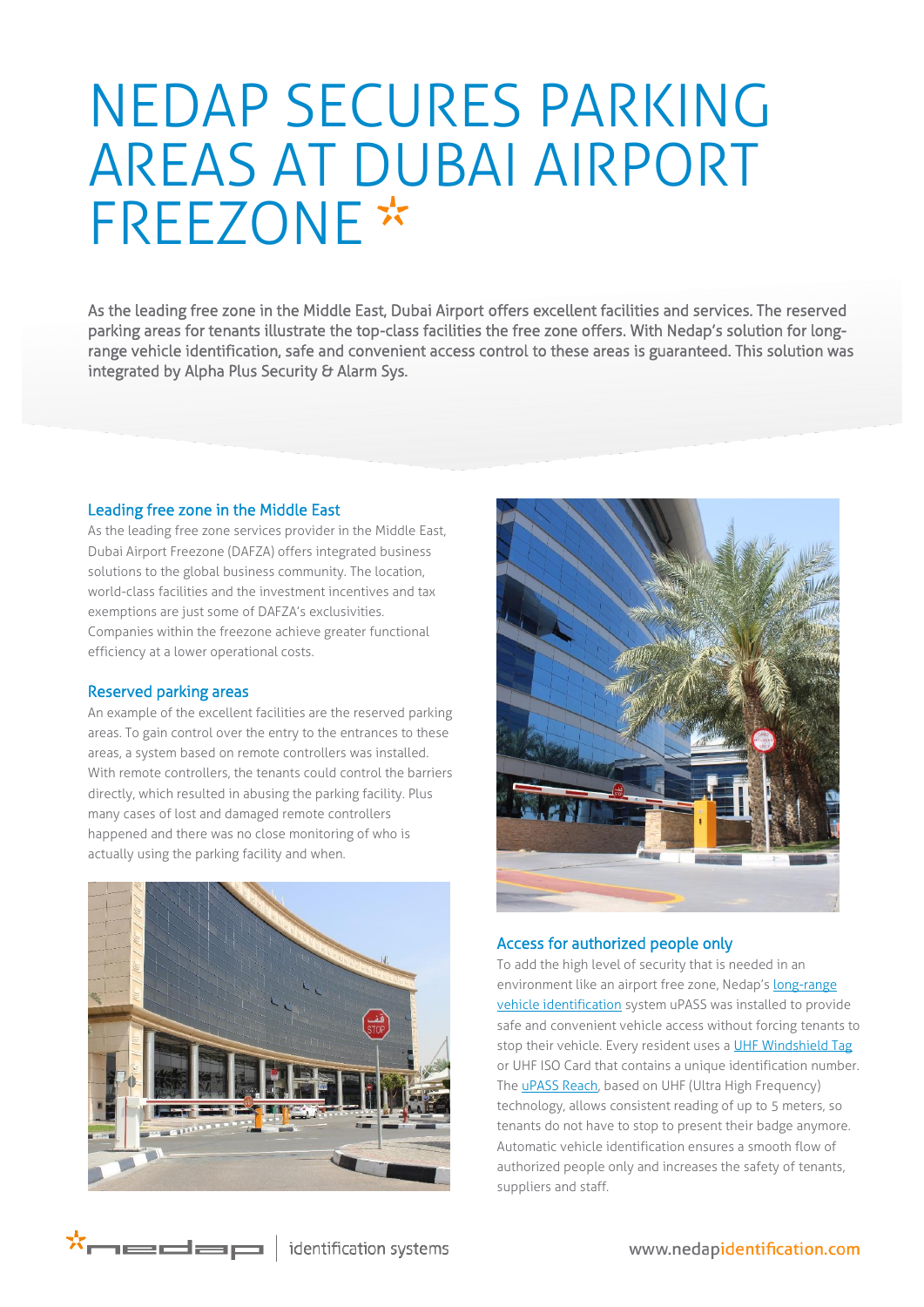# NEDAP SECURES PARKING AREAS AT DUBAI AIRPORT FREEZONE

As the leading free zone in the Middle East, Dubai Airport offers excellent facilities and services. The reserved parking areas for tenants illustrate the top-class facilities the free zone offers. With Nedap's solution for long-range vehicle identification, safe and convenient access control to these areas is guaranteed. This solution was integrated by Alpha Plus Security & Alarm Sys.

## Leading free zone in the Middle East

As the leading free zone services provider in the Middle East, Dubai Airport Freezone (DAFZA) offers integrated business solutions to the global business community. The location, world-class facilities and the investment incentives and tax exemptions are just some of DAFZA's exclusivities. Companies within the freezone achieve greater functional efficiency at a lower operational costs.

## Reserved parking areas

An example of the excellent facilities are the reserved parking areas. To gain control over the entry to the entrances to these areas, a system based on remote controllers was installed. With remote controllers, the tenants could control the barriers directly, which resulted in abusing the parking facility. Plus many cases of lost and damaged remote controllers happened and there was no close monitoring of who is actually using the parking facility and when.

## Access for authorized people only

To add the high level of security that is needed in an environment like an airport free zone, Nedap's long-range vehicle identification system uPASS was installed to provide safe and convenient vehicle access without forcing tenants to stop their vehicle. Every resident uses a UHF Windshield Tag or UHF ISO Card that contains a unique identification number. The uPASS Reach, based on UHF (Ultra High Frequency) technology, allows consistent reading of up to 5 meters, so tenants do not have to stop to present their badge anymore. Automatic vehicle identification ensures a smooth flow of authorized people only and increases the safety of tenants, suppliers and staff.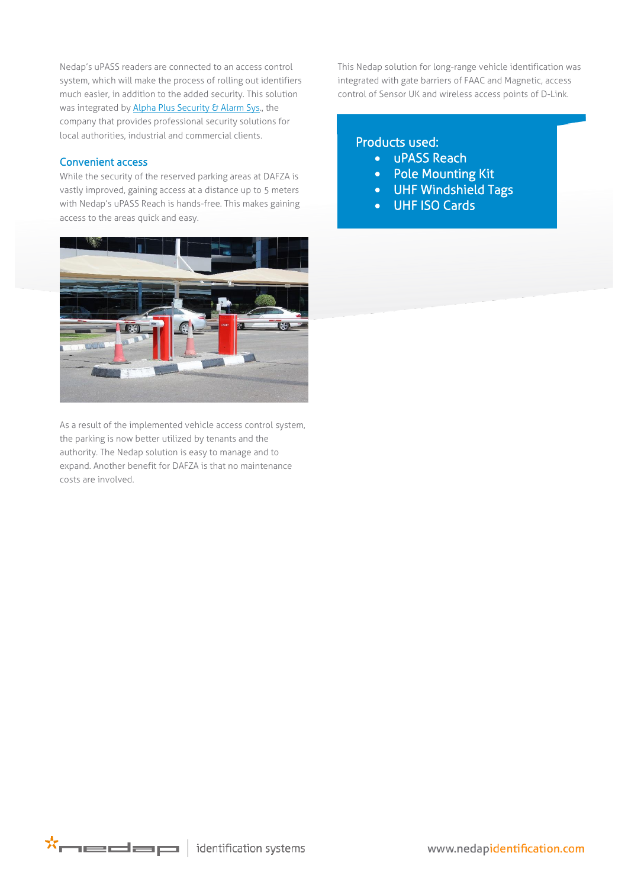Nedap's uPASS readers are connected to an access control system, which will make the process of rolling out identifiers much easier, in addition to the added security. This solution was integrated by [Alpha Plus Security & Alarm Sys.](), the company that provides professional security solutions for local authorities, industrial and commercial clients.

## Convenient access

While the security of the reserved parking areas at DAFZA is vastly improved, gaining access at a distance up to 5 meters with Nedap's uPASS Reach is hands-free. This makes gaining access to the areas quick and easy.

As a result of the implemented vehicle access control system, the parking is now better utilized by tenants and the authority. The Nedap solution is easy to manage and to expand. Another benefit for DAFZA is that no maintenance costs are involved.

This Nedap solution for long-range vehicle identification was integrated with gate barriers of FAAC and Magnetic, access control of Sensor UK and wireless access points of D-Link.

### Products used:

- uPASS Reach
- Pole Mounting Kit
- UHF Windshield Tags
- UHF ISO Cards